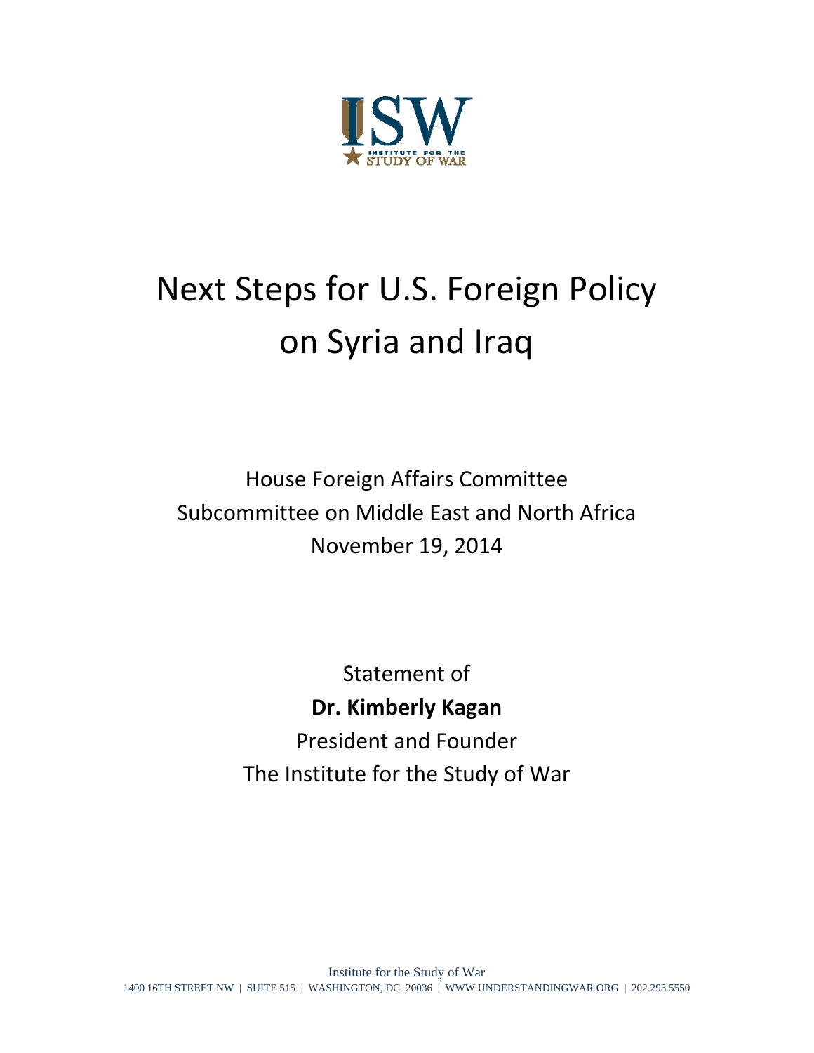ISW

INSTITUTE FOR THE STUDY OF WAR

# Next Steps for U.S. Foreign Policy on Syria and Iraq

House Foreign Affairs Committee
Subcommittee on Middle East and North Africa
November 19, 2014

Statement of
**Dr. Kimberly Kagan**
President and Founder
The Institute for the Study of War

Institute for the Study of War
1400 16TH STREET NW | SUITE 515 | WASHINGTON, DC 20036 | WWW.UNDERSTANDINGWAR.ORG | 202.293.5550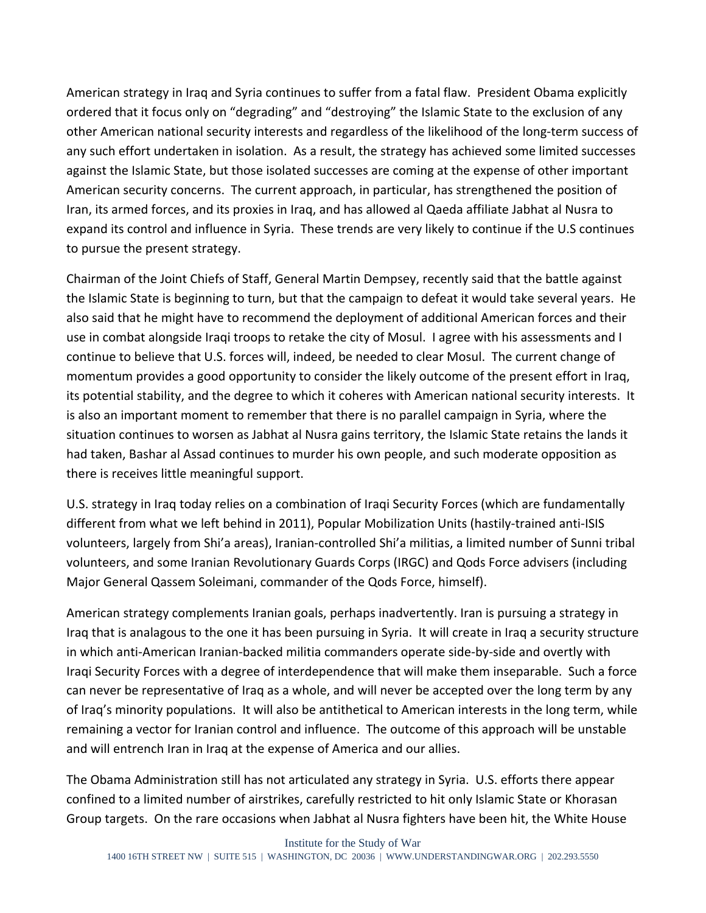American strategy in Iraq and Syria continues to suffer from a fatal flaw. President Obama explicitly ordered that it focus only on "degrading" and "destroying" the Islamic State to the exclusion of any other American national security interests and regardless of the likelihood of the long-term success of any such effort undertaken in isolation. As a result, the strategy has achieved some limited successes against the Islamic State, but those isolated successes are coming at the expense of other important American security concerns. The current approach, in particular, has strengthened the position of Iran, its armed forces, and its proxies in Iraq, and has allowed al Qaeda affiliate Jabhat al Nusra to expand its control and influence in Syria. These trends are very likely to continue if the U.S continues to pursue the present strategy.

Chairman of the Joint Chiefs of Staff, General Martin Dempsey, recently said that the battle against the Islamic State is beginning to turn, but that the campaign to defeat it would take several years. He also said that he might have to recommend the deployment of additional American forces and their use in combat alongside Iraqi troops to retake the city of Mosul. I agree with his assessments and I continue to believe that U.S. forces will, indeed, be needed to clear Mosul. The current change of momentum provides a good opportunity to consider the likely outcome of the present effort in Iraq, its potential stability, and the degree to which it coheres with American national security interests. It is also an important moment to remember that there is no parallel campaign in Syria, where the situation continues to worsen as Jabhat al Nusra gains territory, the Islamic State retains the lands it had taken, Bashar al Assad continues to murder his own people, and such moderate opposition as there is receives little meaningful support.

U.S. strategy in Iraq today relies on a combination of Iraqi Security Forces (which are fundamentally different from what we left behind in 2011), Popular Mobilization Units (hastily-trained anti-ISIS volunteers, largely from Shi'a areas), Iranian-controlled Shi'a militias, a limited number of Sunni tribal volunteers, and some Iranian Revolutionary Guards Corps (IRGC) and Qods Force advisers (including Major General Qassem Soleimani, commander of the Qods Force, himself).

American strategy complements Iranian goals, perhaps inadvertently. Iran is pursuing a strategy in Iraq that is analagous to the one it has been pursuing in Syria. It will create in Iraq a security structure in which anti-American Iranian-backed militia commanders operate side-by-side and overtly with Iraqi Security Forces with a degree of interdependence that will make them inseparable. Such a force can never be representative of Iraq as a whole, and will never be accepted over the long term by any of Iraq's minority populations. It will also be antithetical to American interests in the long term, while remaining a vector for Iranian control and influence. The outcome of this approach will be unstable and will entrench Iran in Iraq at the expense of America and our allies.

The Obama Administration still has not articulated any strategy in Syria. U.S. efforts there appear confined to a limited number of airstrikes, carefully restricted to hit only Islamic State or Khorasan Group targets. On the rare occasions when Jabhat al Nusra fighters have been hit, the White House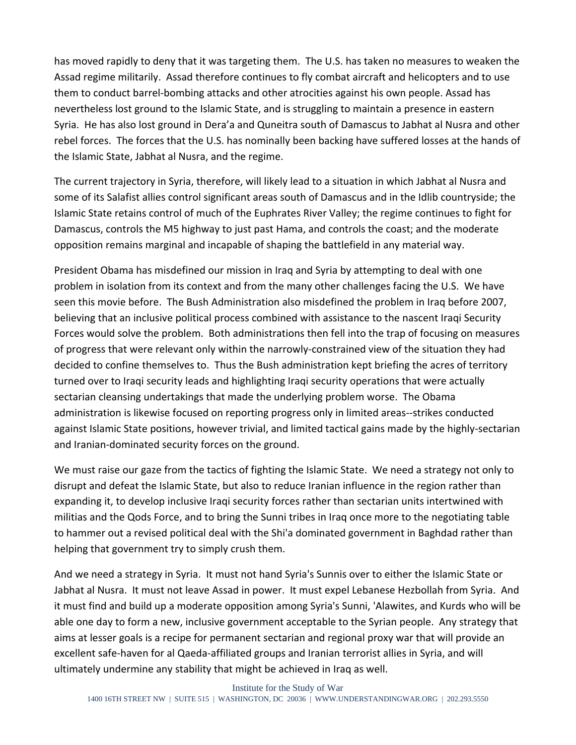has moved rapidly to deny that it was targeting them. The U.S. has taken no measures to weaken the Assad regime militarily. Assad therefore continues to fly combat aircraft and helicopters and to use them to conduct barrel-bombing attacks and other atrocities against his own people. Assad has nevertheless lost ground to the Islamic State, and is struggling to maintain a presence in eastern Syria. He has also lost ground in Dera'a and Quneitra south of Damascus to Jabhat al Nusra and other rebel forces. The forces that the U.S. has nominally been backing have suffered losses at the hands of the Islamic State, Jabhat al Nusra, and the regime.

The current trajectory in Syria, therefore, will likely lead to a situation in which Jabhat al Nusra and some of its Salafist allies control significant areas south of Damascus and in the Idlib countryside; the Islamic State retains control of much of the Euphrates River Valley; the regime continues to fight for Damascus, controls the M5 highway to just past Hama, and controls the coast; and the moderate opposition remains marginal and incapable of shaping the battlefield in any material way.

President Obama has misdefined our mission in Iraq and Syria by attempting to deal with one problem in isolation from its context and from the many other challenges facing the U.S. We have seen this movie before. The Bush Administration also misdefined the problem in Iraq before 2007, believing that an inclusive political process combined with assistance to the nascent Iraqi Security Forces would solve the problem. Both administrations then fell into the trap of focusing on measures of progress that were relevant only within the narrowly-constrained view of the situation they had decided to confine themselves to. Thus the Bush administration kept briefing the acres of territory turned over to Iraqi security leads and highlighting Iraqi security operations that were actually sectarian cleansing undertakings that made the underlying problem worse. The Obama administration is likewise focused on reporting progress only in limited areas--strikes conducted against Islamic State positions, however trivial, and limited tactical gains made by the highly-sectarian and Iranian-dominated security forces on the ground.

We must raise our gaze from the tactics of fighting the Islamic State. We need a strategy not only to disrupt and defeat the Islamic State, but also to reduce Iranian influence in the region rather than expanding it, to develop inclusive Iraqi security forces rather than sectarian units intertwined with militias and the Qods Force, and to bring the Sunni tribes in Iraq once more to the negotiating table to hammer out a revised political deal with the Shi'a dominated government in Baghdad rather than helping that government try to simply crush them.

And we need a strategy in Syria. It must not hand Syria's Sunnis over to either the Islamic State or Jabhat al Nusra. It must not leave Assad in power. It must expel Lebanese Hezbollah from Syria. And it must find and build up a moderate opposition among Syria's Sunni, 'Alawites, and Kurds who will be able one day to form a new, inclusive government acceptable to the Syrian people. Any strategy that aims at lesser goals is a recipe for permanent sectarian and regional proxy war that will provide an excellent safe-haven for al Qaeda-affiliated groups and Iranian terrorist allies in Syria, and will ultimately undermine any stability that might be achieved in Iraq as well.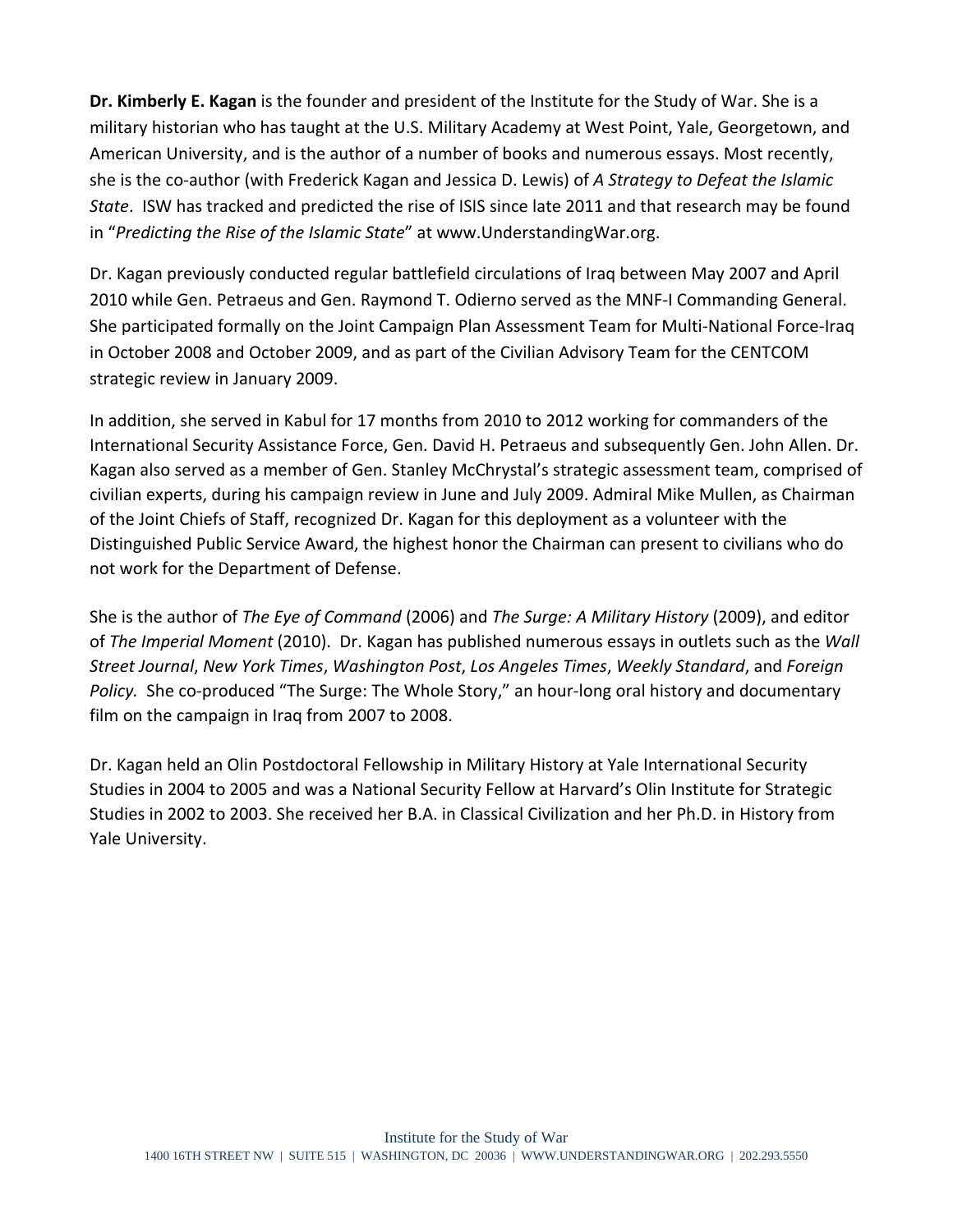**Dr. Kimberly E. Kagan** is the founder and president of the Institute for the Study of War. She is a military historian who has taught at the U.S. Military Academy at West Point, Yale, Georgetown, and American University, and is the author of a number of books and numerous essays. Most recently, she is the co-author (with Frederick Kagan and Jessica D. Lewis) of *A Strategy to Defeat the Islamic State*. ISW has tracked and predicted the rise of ISIS since late 2011 and that research may be found in "*Predicting the Rise of the Islamic State*" at www.UnderstandingWar.org.

Dr. Kagan previously conducted regular battlefield circulations of Iraq between May 2007 and April 2010 while Gen. Petraeus and Gen. Raymond T. Odierno served as the MNF-I Commanding General. She participated formally on the Joint Campaign Plan Assessment Team for Multi-National Force-Iraq in October 2008 and October 2009, and as part of the Civilian Advisory Team for the CENTCOM strategic review in January 2009.

In addition, she served in Kabul for 17 months from 2010 to 2012 working for commanders of the International Security Assistance Force, Gen. David H. Petraeus and subsequently Gen. John Allen. Dr. Kagan also served as a member of Gen. Stanley McChrystal's strategic assessment team, comprised of civilian experts, during his campaign review in June and July 2009. Admiral Mike Mullen, as Chairman of the Joint Chiefs of Staff, recognized Dr. Kagan for this deployment as a volunteer with the Distinguished Public Service Award, the highest honor the Chairman can present to civilians who do not work for the Department of Defense.

She is the author of *The Eye of Command* (2006) and *The Surge: A Military History* (2009), and editor of *The Imperial Moment* (2010). Dr. Kagan has published numerous essays in outlets such as the *Wall Street Journal*, *New York Times*, *Washington Post*, *Los Angeles Times*, *Weekly Standard*, and *Foreign Policy.* She co-produced "The Surge: The Whole Story," an hour-long oral history and documentary film on the campaign in Iraq from 2007 to 2008.

Dr. Kagan held an Olin Postdoctoral Fellowship in Military History at Yale International Security Studies in 2004 to 2005 and was a National Security Fellow at Harvard's Olin Institute for Strategic Studies in 2002 to 2003. She received her B.A. in Classical Civilization and her Ph.D. in History from Yale University.